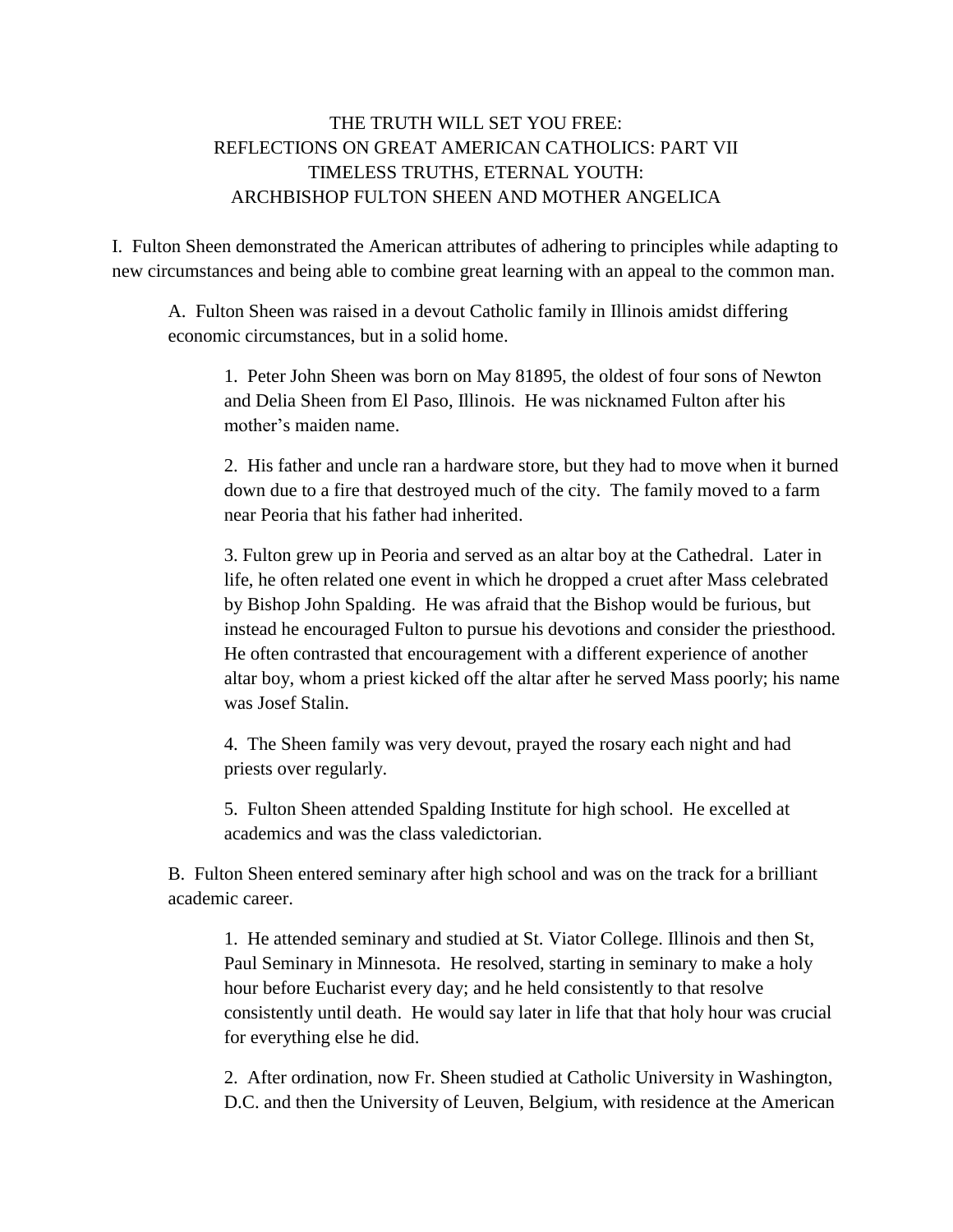# THE TRUTH WILL SET YOU FREE:
# REFLECTIONS ON GREAT AMERICAN CATHOLICS: PART VII
# TIMELESS TRUTHS, ETERNAL YOUTH:
# ARCHBISHOP FULTON SHEEN AND MOTHER ANGELICA

I. Fulton Sheen demonstrated the American attributes of adhering to principles while adapting to new circumstances and being able to combine great learning with an appeal to the common man.

A. Fulton Sheen was raised in a devout Catholic family in Illinois amidst differing economic circumstances, but in a solid home.

1. Peter John Sheen was born on May 81895, the oldest of four sons of Newton and Delia Sheen from El Paso, Illinois. He was nicknamed Fulton after his mother's maiden name.

2. His father and uncle ran a hardware store, but they had to move when it burned down due to a fire that destroyed much of the city. The family moved to a farm near Peoria that his father had inherited.

3. Fulton grew up in Peoria and served as an altar boy at the Cathedral. Later in life, he often related one event in which he dropped a cruet after Mass celebrated by Bishop John Spalding. He was afraid that the Bishop would be furious, but instead he encouraged Fulton to pursue his devotions and consider the priesthood. He often contrasted that encouragement with a different experience of another altar boy, whom a priest kicked off the altar after he served Mass poorly; his name was Josef Stalin.

4. The Sheen family was very devout, prayed the rosary each night and had priests over regularly.

5. Fulton Sheen attended Spalding Institute for high school. He excelled at academics and was the class valedictorian.

B. Fulton Sheen entered seminary after high school and was on the track for a brilliant academic career.

1. He attended seminary and studied at St. Viator College. Illinois and then St, Paul Seminary in Minnesota. He resolved, starting in seminary to make a holy hour before Eucharist every day; and he held consistently to that resolve consistently until death. He would say later in life that that holy hour was crucial for everything else he did.

2. After ordination, now Fr. Sheen studied at Catholic University in Washington, D.C. and then the University of Leuven, Belgium, with residence at the American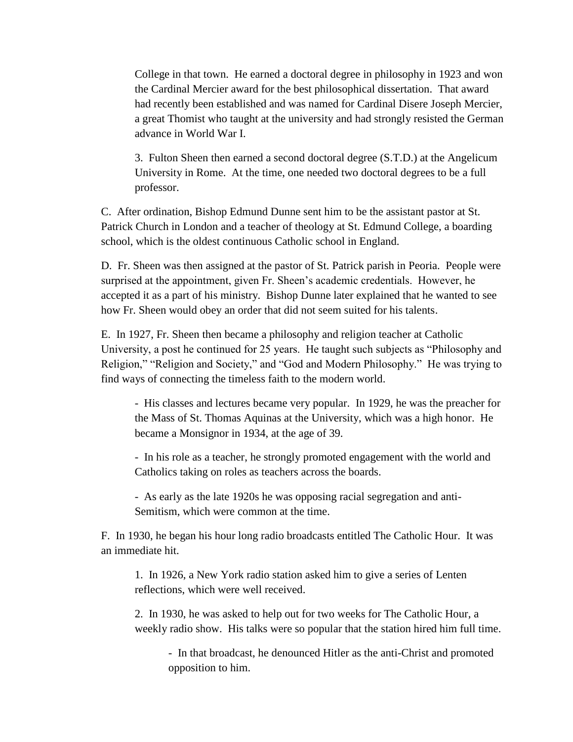College in that town. He earned a doctoral degree in philosophy in 1923 and won the Cardinal Mercier award for the best philosophical dissertation. That award had recently been established and was named for Cardinal Disere Joseph Mercier, a great Thomist who taught at the university and had strongly resisted the German advance in World War I.

3. Fulton Sheen then earned a second doctoral degree (S.T.D.) at the Angelicum University in Rome. At the time, one needed two doctoral degrees to be a full professor.

C. After ordination, Bishop Edmund Dunne sent him to be the assistant pastor at St. Patrick Church in London and a teacher of theology at St. Edmund College, a boarding school, which is the oldest continuous Catholic school in England.

D. Fr. Sheen was then assigned at the pastor of St. Patrick parish in Peoria. People were surprised at the appointment, given Fr. Sheen's academic credentials. However, he accepted it as a part of his ministry. Bishop Dunne later explained that he wanted to see how Fr. Sheen would obey an order that did not seem suited for his talents.

E. In 1927, Fr. Sheen then became a philosophy and religion teacher at Catholic University, a post he continued for 25 years. He taught such subjects as "Philosophy and Religion," "Religion and Society," and "God and Modern Philosophy." He was trying to find ways of connecting the timeless faith to the modern world.

- His classes and lectures became very popular. In 1929, he was the preacher for the Mass of St. Thomas Aquinas at the University, which was a high honor. He became a Monsignor in 1934, at the age of 39.

- In his role as a teacher, he strongly promoted engagement with the world and Catholics taking on roles as teachers across the boards.

- As early as the late 1920s he was opposing racial segregation and anti-Semitism, which were common at the time.

F. In 1930, he began his hour long radio broadcasts entitled The Catholic Hour. It was an immediate hit.

1. In 1926, a New York radio station asked him to give a series of Lenten reflections, which were well received.

2. In 1930, he was asked to help out for two weeks for The Catholic Hour, a weekly radio show. His talks were so popular that the station hired him full time.

   - In that broadcast, he denounced Hitler as the anti-Christ and promoted opposition to him.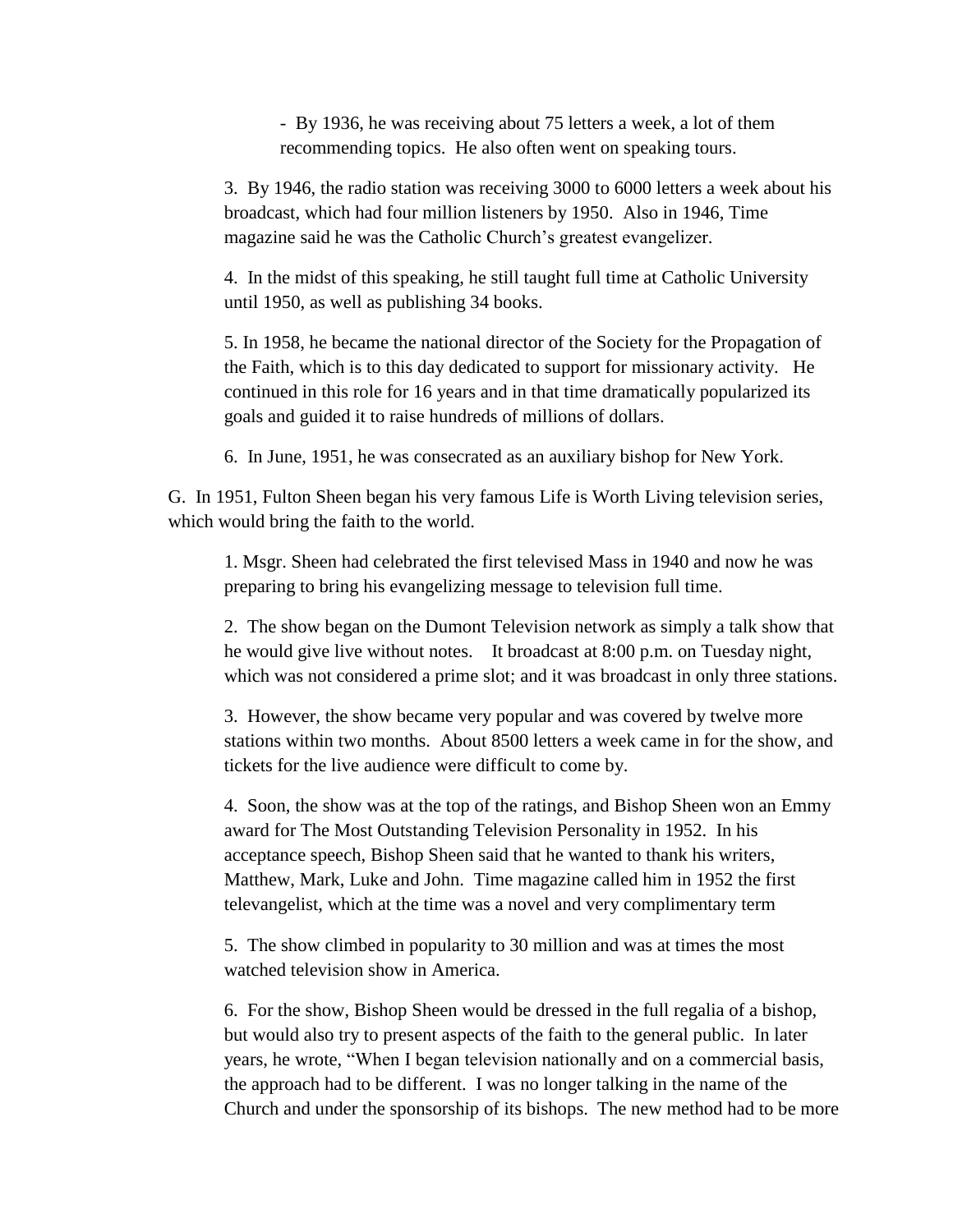- By 1936, he was receiving about 75 letters a week, a lot of them recommending topics. He also often went on speaking tours.

3. By 1946, the radio station was receiving 3000 to 6000 letters a week about his broadcast, which had four million listeners by 1950. Also in 1946, Time magazine said he was the Catholic Church's greatest evangelizer.

4. In the midst of this speaking, he still taught full time at Catholic University until 1950, as well as publishing 34 books.

5. In 1958, he became the national director of the Society for the Propagation of the Faith, which is to this day dedicated to support for missionary activity. He continued in this role for 16 years and in that time dramatically popularized its goals and guided it to raise hundreds of millions of dollars.

6. In June, 1951, he was consecrated as an auxiliary bishop for New York.

G. In 1951, Fulton Sheen began his very famous Life is Worth Living television series, which would bring the faith to the world.

1. Msgr. Sheen had celebrated the first televised Mass in 1940 and now he was preparing to bring his evangelizing message to television full time.

2. The show began on the Dumont Television network as simply a talk show that he would give live without notes. It broadcast at 8:00 p.m. on Tuesday night, which was not considered a prime slot; and it was broadcast in only three stations.

3. However, the show became very popular and was covered by twelve more stations within two months. About 8500 letters a week came in for the show, and tickets for the live audience were difficult to come by.

4. Soon, the show was at the top of the ratings, and Bishop Sheen won an Emmy award for The Most Outstanding Television Personality in 1952. In his acceptance speech, Bishop Sheen said that he wanted to thank his writers, Matthew, Mark, Luke and John. Time magazine called him in 1952 the first televangelist, which at the time was a novel and very complimentary term

5. The show climbed in popularity to 30 million and was at times the most watched television show in America.

6. For the show, Bishop Sheen would be dressed in the full regalia of a bishop, but would also try to present aspects of the faith to the general public. In later years, he wrote, "When I began television nationally and on a commercial basis, the approach had to be different. I was no longer talking in the name of the Church and under the sponsorship of its bishops. The new method had to be more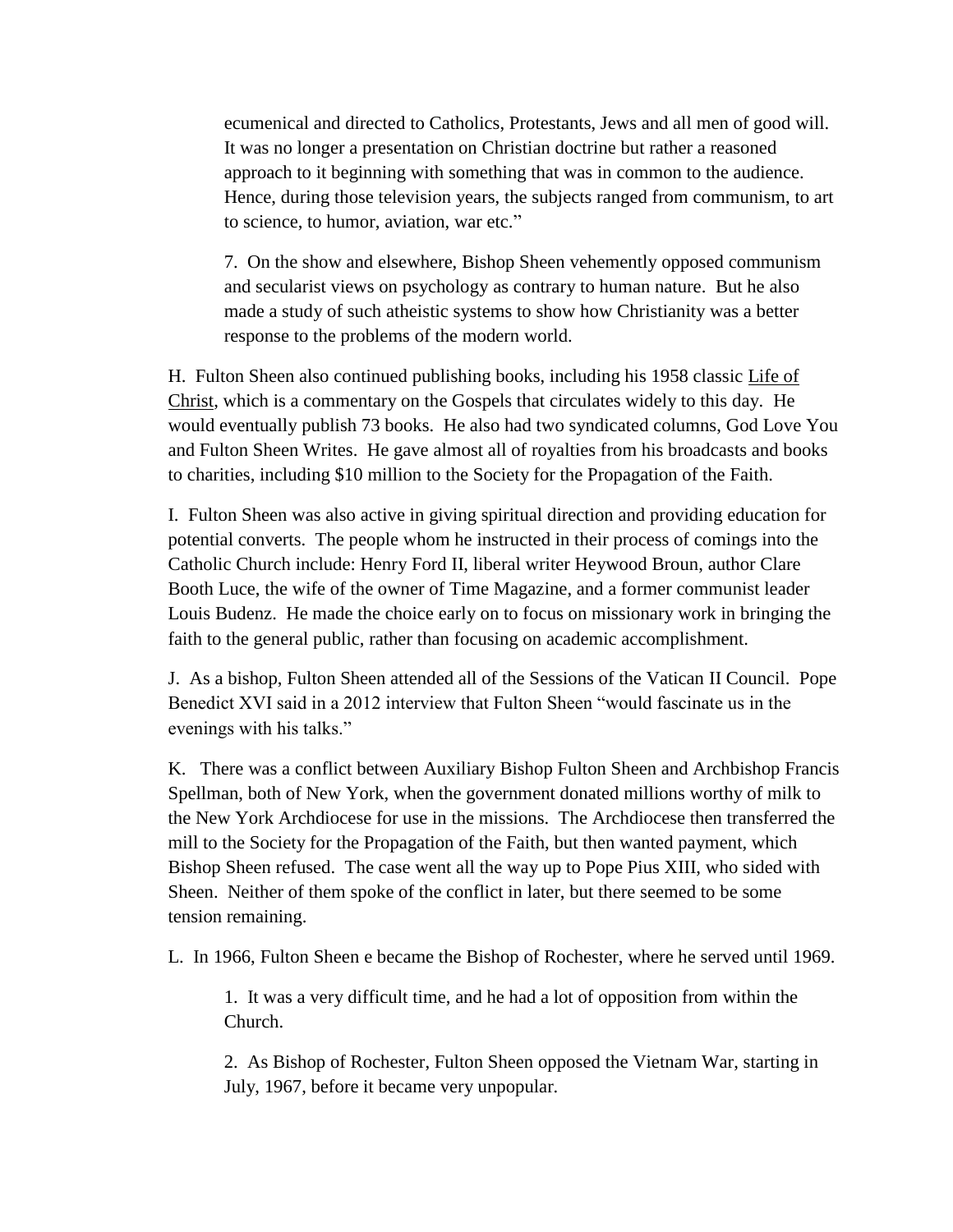ecumenical and directed to Catholics, Protestants, Jews and all men of good will. It was no longer a presentation on Christian doctrine but rather a reasoned approach to it beginning with something that was in common to the audience. Hence, during those television years, the subjects ranged from communism, to art to science, to humor, aviation, war etc."

7. On the show and elsewhere, Bishop Sheen vehemently opposed communism and secularist views on psychology as contrary to human nature. But he also made a study of such atheistic systems to show how Christianity was a better response to the problems of the modern world.

H. Fulton Sheen also continued publishing books, including his 1958 classic Life of Christ, which is a commentary on the Gospels that circulates widely to this day. He would eventually publish 73 books. He also had two syndicated columns, God Love You and Fulton Sheen Writes. He gave almost all of royalties from his broadcasts and books to charities, including $10 million to the Society for the Propagation of the Faith.

I. Fulton Sheen was also active in giving spiritual direction and providing education for potential converts. The people whom he instructed in their process of comings into the Catholic Church include: Henry Ford II, liberal writer Heywood Broun, author Clare Booth Luce, the wife of the owner of Time Magazine, and a former communist leader Louis Budenz. He made the choice early on to focus on missionary work in bringing the faith to the general public, rather than focusing on academic accomplishment.

J. As a bishop, Fulton Sheen attended all of the Sessions of the Vatican II Council. Pope Benedict XVI said in a 2012 interview that Fulton Sheen "would fascinate us in the evenings with his talks."

K. There was a conflict between Auxiliary Bishop Fulton Sheen and Archbishop Francis Spellman, both of New York, when the government donated millions worthy of milk to the New York Archdiocese for use in the missions. The Archdiocese then transferred the mill to the Society for the Propagation of the Faith, but then wanted payment, which Bishop Sheen refused. The case went all the way up to Pope Pius XIII, who sided with Sheen. Neither of them spoke of the conflict in later, but there seemed to be some tension remaining.

L. In 1966, Fulton Sheen e became the Bishop of Rochester, where he served until 1969.

1. It was a very difficult time, and he had a lot of opposition from within the Church.

2. As Bishop of Rochester, Fulton Sheen opposed the Vietnam War, starting in July, 1967, before it became very unpopular.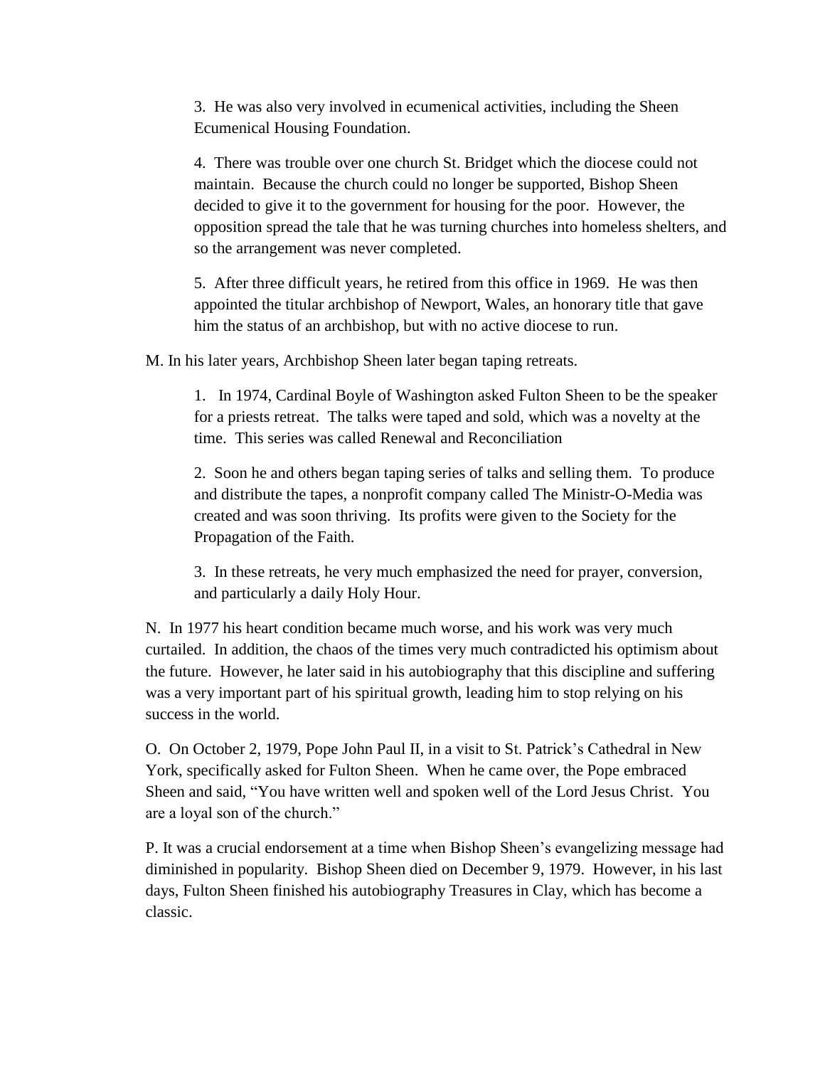3. He was also very involved in ecumenical activities, including the Sheen Ecumenical Housing Foundation.

4. There was trouble over one church St. Bridget which the diocese could not maintain. Because the church could no longer be supported, Bishop Sheen decided to give it to the government for housing for the poor. However, the opposition spread the tale that he was turning churches into homeless shelters, and so the arrangement was never completed.

5. After three difficult years, he retired from this office in 1969. He was then appointed the titular archbishop of Newport, Wales, an honorary title that gave him the status of an archbishop, but with no active diocese to run.

M. In his later years, Archbishop Sheen later began taping retreats.

1. In 1974, Cardinal Boyle of Washington asked Fulton Sheen to be the speaker for a priests retreat. The talks were taped and sold, which was a novelty at the time. This series was called Renewal and Reconciliation

2. Soon he and others began taping series of talks and selling them. To produce and distribute the tapes, a nonprofit company called The Ministr-O-Media was created and was soon thriving. Its profits were given to the Society for the Propagation of the Faith.

3. In these retreats, he very much emphasized the need for prayer, conversion, and particularly a daily Holy Hour.

N. In 1977 his heart condition became much worse, and his work was very much curtailed. In addition, the chaos of the times very much contradicted his optimism about the future. However, he later said in his autobiography that this discipline and suffering was a very important part of his spiritual growth, leading him to stop relying on his success in the world.

O. On October 2, 1979, Pope John Paul II, in a visit to St. Patrick's Cathedral in New York, specifically asked for Fulton Sheen. When he came over, the Pope embraced Sheen and said, "You have written well and spoken well of the Lord Jesus Christ. You are a loyal son of the church."

P. It was a crucial endorsement at a time when Bishop Sheen's evangelizing message had diminished in popularity. Bishop Sheen died on December 9, 1979. However, in his last days, Fulton Sheen finished his autobiography Treasures in Clay, which has become a classic.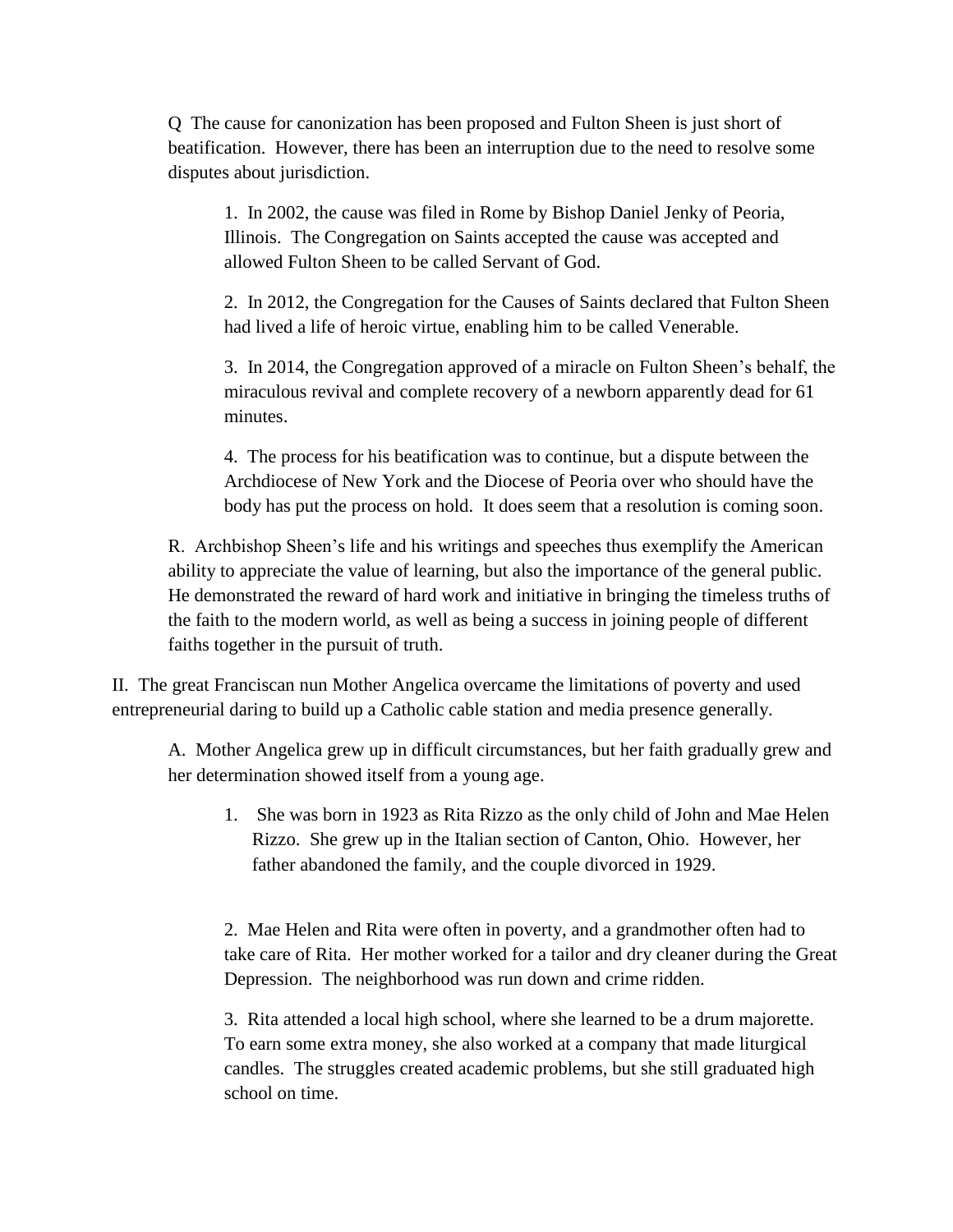Q  The cause for canonization has been proposed and Fulton Sheen is just short of beatification.  However, there has been an interruption due to the need to resolve some disputes about jurisdiction.

1.  In 2002, the cause was filed in Rome by Bishop Daniel Jenky of Peoria, Illinois.  The Congregation on Saints accepted the cause was accepted and allowed Fulton Sheen to be called Servant of God.

2.  In 2012, the Congregation for the Causes of Saints declared that Fulton Sheen had lived a life of heroic virtue, enabling him to be called Venerable.

3.  In 2014, the Congregation approved of a miracle on Fulton Sheen's behalf, the miraculous revival and complete recovery of a newborn apparently dead for 61 minutes.

4.  The process for his beatification was to continue, but a dispute between the Archdiocese of New York and the Diocese of Peoria over who should have the body has put the process on hold.  It does seem that a resolution is coming soon.

R.  Archbishop Sheen's life and his writings and speeches thus exemplify the American ability to appreciate the value of learning, but also the importance of the general public.  He demonstrated the reward of hard work and initiative in bringing the timeless truths of the faith to the modern world, as well as being a success in joining people of different faiths together in the pursuit of truth.

II.  The great Franciscan nun Mother Angelica overcame the limitations of poverty and used entrepreneurial daring to build up a Catholic cable station and media presence generally.

A.  Mother Angelica grew up in difficult circumstances, but her faith gradually grew and her determination showed itself from a young age.

1.  She was born in 1923 as Rita Rizzo as the only child of John and Mae Helen Rizzo.  She grew up in the Italian section of Canton, Ohio.  However, her father abandoned the family, and the couple divorced in 1929.

2.  Mae Helen and Rita were often in poverty, and a grandmother often had to take care of Rita.  Her mother worked for a tailor and dry cleaner during the Great Depression.  The neighborhood was run down and crime ridden.

3.  Rita attended a local high school, where she learned to be a drum majorette.  To earn some extra money, she also worked at a company that made liturgical candles.  The struggles created academic problems, but she still graduated high school on time.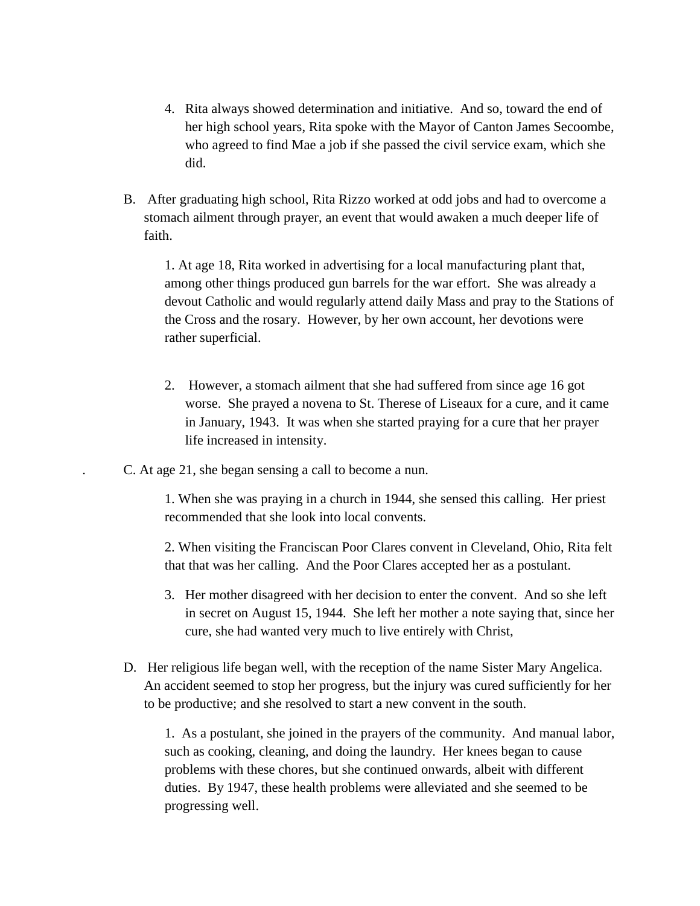4. Rita always showed determination and initiative. And so, toward the end of her high school years, Rita spoke with the Mayor of Canton James Secoombe, who agreed to find Mae a job if she passed the civil service exam, which she did.

B. After graduating high school, Rita Rizzo worked at odd jobs and had to overcome a stomach ailment through prayer, an event that would awaken a much deeper life of faith.

   1. At age 18, Rita worked in advertising for a local manufacturing plant that, among other things produced gun barrels for the war effort. She was already a devout Catholic and would regularly attend daily Mass and pray to the Stations of the Cross and the rosary. However, by her own account, her devotions were rather superficial.

   2. However, a stomach ailment that she had suffered from since age 16 got worse. She prayed a novena to St. Therese of Liseaux for a cure, and it came in January, 1943. It was when she started praying for a cure that her prayer life increased in intensity.

C. At age 21, she began sensing a call to become a nun.

   1. When she was praying in a church in 1944, she sensed this calling. Her priest recommended that she look into local convents.

   2. When visiting the Franciscan Poor Clares convent in Cleveland, Ohio, Rita felt that that was her calling. And the Poor Clares accepted her as a postulant.

   3. Her mother disagreed with her decision to enter the convent. And so she left in secret on August 15, 1944. She left her mother a note saying that, since her cure, she had wanted very much to live entirely with Christ,

D. Her religious life began well, with the reception of the name Sister Mary Angelica. An accident seemed to stop her progress, but the injury was cured sufficiently for her to be productive; and she resolved to start a new convent in the south.

   1. As a postulant, she joined in the prayers of the community. And manual labor, such as cooking, cleaning, and doing the laundry. Her knees began to cause problems with these chores, but she continued onwards, albeit with different duties. By 1947, these health problems were alleviated and she seemed to be progressing well.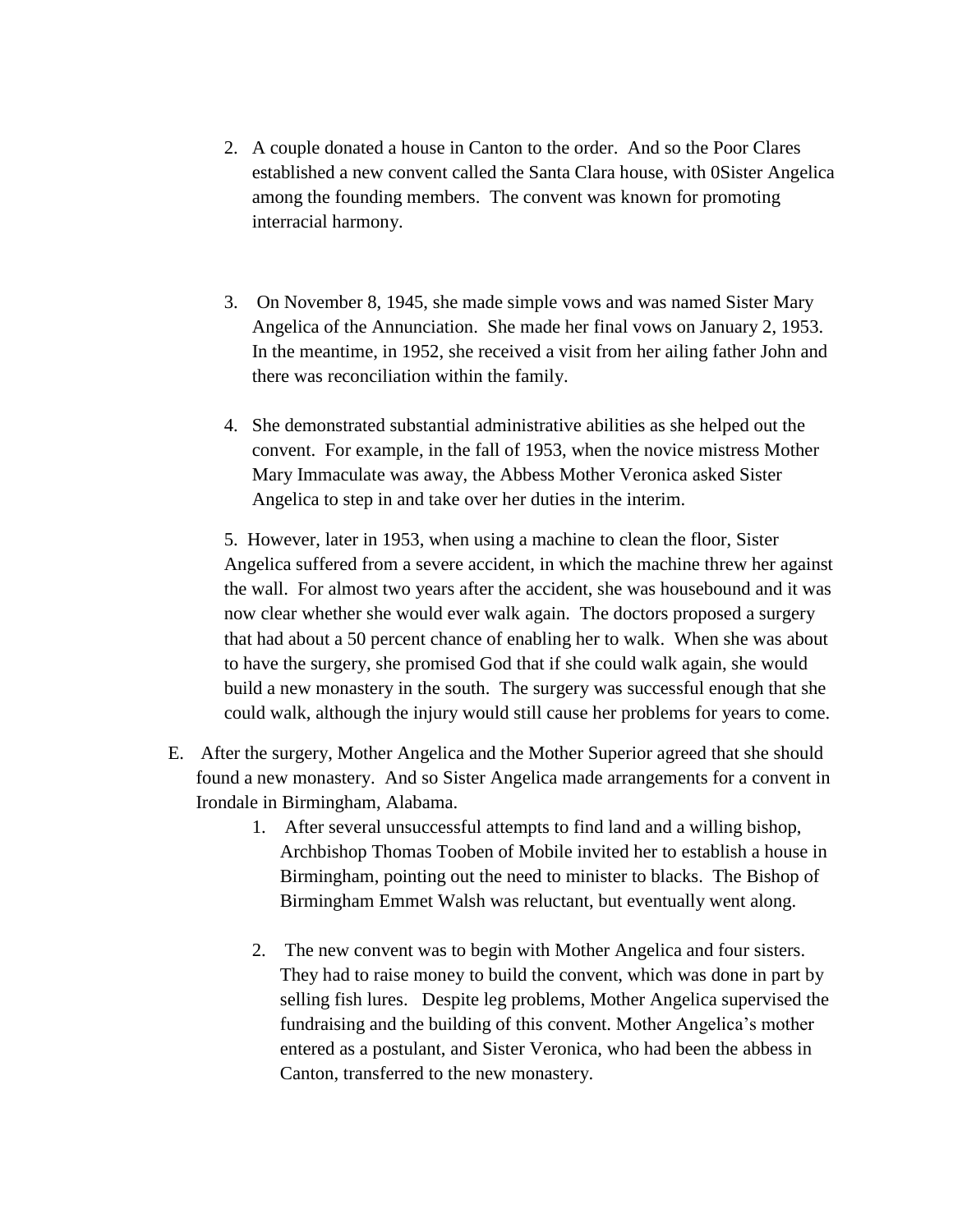2. A couple donated a house in Canton to the order. And so the Poor Clares established a new convent called the Santa Clara house, with 0Sister Angelica among the founding members. The convent was known for promoting interracial harmony.

3. On November 8, 1945, she made simple vows and was named Sister Mary Angelica of the Annunciation. She made her final vows on January 2, 1953. In the meantime, in 1952, she received a visit from her ailing father John and there was reconciliation within the family.

4. She demonstrated substantial administrative abilities as she helped out the convent. For example, in the fall of 1953, when the novice mistress Mother Mary Immaculate was away, the Abbess Mother Veronica asked Sister Angelica to step in and take over her duties in the interim.

5. However, later in 1953, when using a machine to clean the floor, Sister Angelica suffered from a severe accident, in which the machine threw her against the wall. For almost two years after the accident, she was housebound and it was now clear whether she would ever walk again. The doctors proposed a surgery that had about a 50 percent chance of enabling her to walk. When she was about to have the surgery, she promised God that if she could walk again, she would build a new monastery in the south. The surgery was successful enough that she could walk, although the injury would still cause her problems for years to come.

E. After the surgery, Mother Angelica and the Mother Superior agreed that she should found a new monastery. And so Sister Angelica made arrangements for a convent in Irondale in Birmingham, Alabama.

1. After several unsuccessful attempts to find land and a willing bishop, Archbishop Thomas Tooben of Mobile invited her to establish a house in Birmingham, pointing out the need to minister to blacks. The Bishop of Birmingham Emmet Walsh was reluctant, but eventually went along.

2. The new convent was to begin with Mother Angelica and four sisters. They had to raise money to build the convent, which was done in part by selling fish lures. Despite leg problems, Mother Angelica supervised the fundraising and the building of this convent. Mother Angelica's mother entered as a postulant, and Sister Veronica, who had been the abbess in Canton, transferred to the new monastery.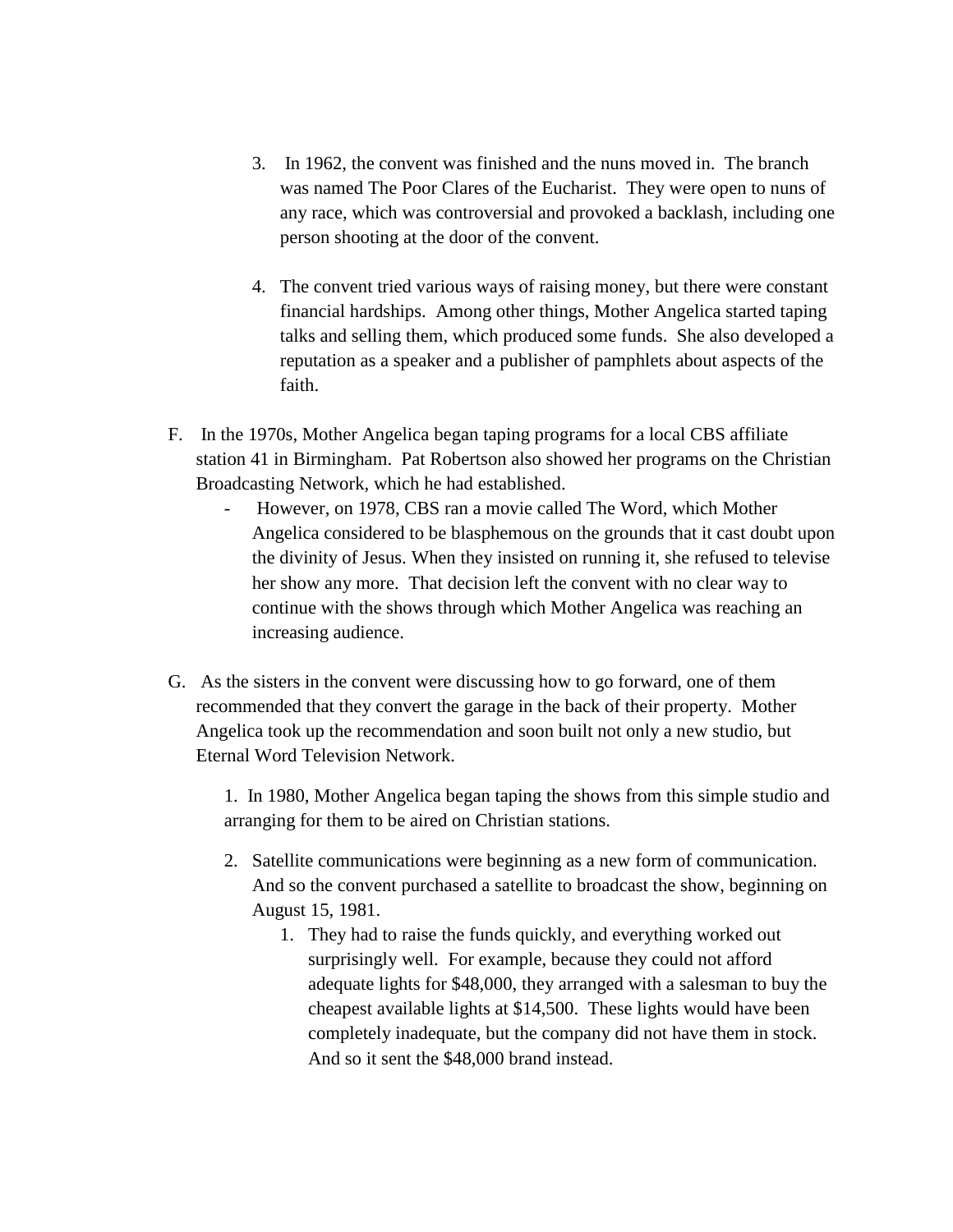3. In 1962, the convent was finished and the nuns moved in. The branch was named The Poor Clares of the Eucharist. They were open to nuns of any race, which was controversial and provoked a backlash, including one person shooting at the door of the convent.

4. The convent tried various ways of raising money, but there were constant financial hardships. Among other things, Mother Angelica started taping talks and selling them, which produced some funds. She also developed a reputation as a speaker and a publisher of pamphlets about aspects of the faith.

F. In the 1970s, Mother Angelica began taping programs for a local CBS affiliate station 41 in Birmingham. Pat Robertson also showed her programs on the Christian Broadcasting Network, which he had established.

- However, on 1978, CBS ran a movie called The Word, which Mother Angelica considered to be blasphemous on the grounds that it cast doubt upon the divinity of Jesus. When they insisted on running it, she refused to televise her show any more. That decision left the convent with no clear way to continue with the shows through which Mother Angelica was reaching an increasing audience.

G. As the sisters in the convent were discussing how to go forward, one of them recommended that they convert the garage in the back of their property. Mother Angelica took up the recommendation and soon built not only a new studio, but Eternal Word Television Network.

1. In 1980, Mother Angelica began taping the shows from this simple studio and arranging for them to be aired on Christian stations.

2. Satellite communications were beginning as a new form of communication. And so the convent purchased a satellite to broadcast the show, beginning on August 15, 1981.
    1. They had to raise the funds quickly, and everything worked out surprisingly well. For example, because they could not afford adequate lights for $48,000, they arranged with a salesman to buy the cheapest available lights at $14,500. These lights would have been completely inadequate, but the company did not have them in stock. And so it sent the $48,000 brand instead.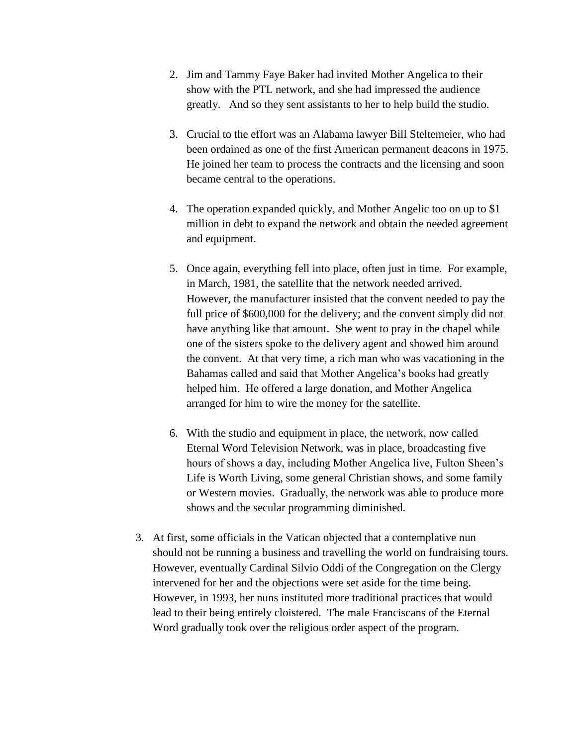2. Jim and Tammy Faye Baker had invited Mother Angelica to their show with the PTL network, and she had impressed the audience greatly. And so they sent assistants to her to help build the studio.

    3. Crucial to the effort was an Alabama lawyer Bill Steltemeier, who had been ordained as one of the first American permanent deacons in 1975. He joined her team to process the contracts and the licensing and soon became central to the operations.

    4. The operation expanded quickly, and Mother Angelic too on up to $1 million in debt to expand the network and obtain the needed agreement and equipment.

    5. Once again, everything fell into place, often just in time. For example, in March, 1981, the satellite that the network needed arrived. However, the manufacturer insisted that the convent needed to pay the full price of $600,000 for the delivery; and the convent simply did not have anything like that amount. She went to pray in the chapel while one of the sisters spoke to the delivery agent and showed him around the convent. At that very time, a rich man who was vacationing in the Bahamas called and said that Mother Angelica's books had greatly helped him. He offered a large donation, and Mother Angelica arranged for him to wire the money for the satellite.

    6. With the studio and equipment in place, the network, now called Eternal Word Television Network, was in place, broadcasting five hours of shows a day, including Mother Angelica live, Fulton Sheen's Life is Worth Living, some general Christian shows, and some family or Western movies. Gradually, the network was able to produce more shows and the secular programming diminished.

3. At first, some officials in the Vatican objected that a contemplative nun should not be running a business and travelling the world on fundraising tours. However, eventually Cardinal Silvio Oddi of the Congregation on the Clergy intervened for her and the objections were set aside for the time being. However, in 1993, her nuns instituted more traditional practices that would lead to their being entirely cloistered. The male Franciscans of the Eternal Word gradually took over the religious order aspect of the program.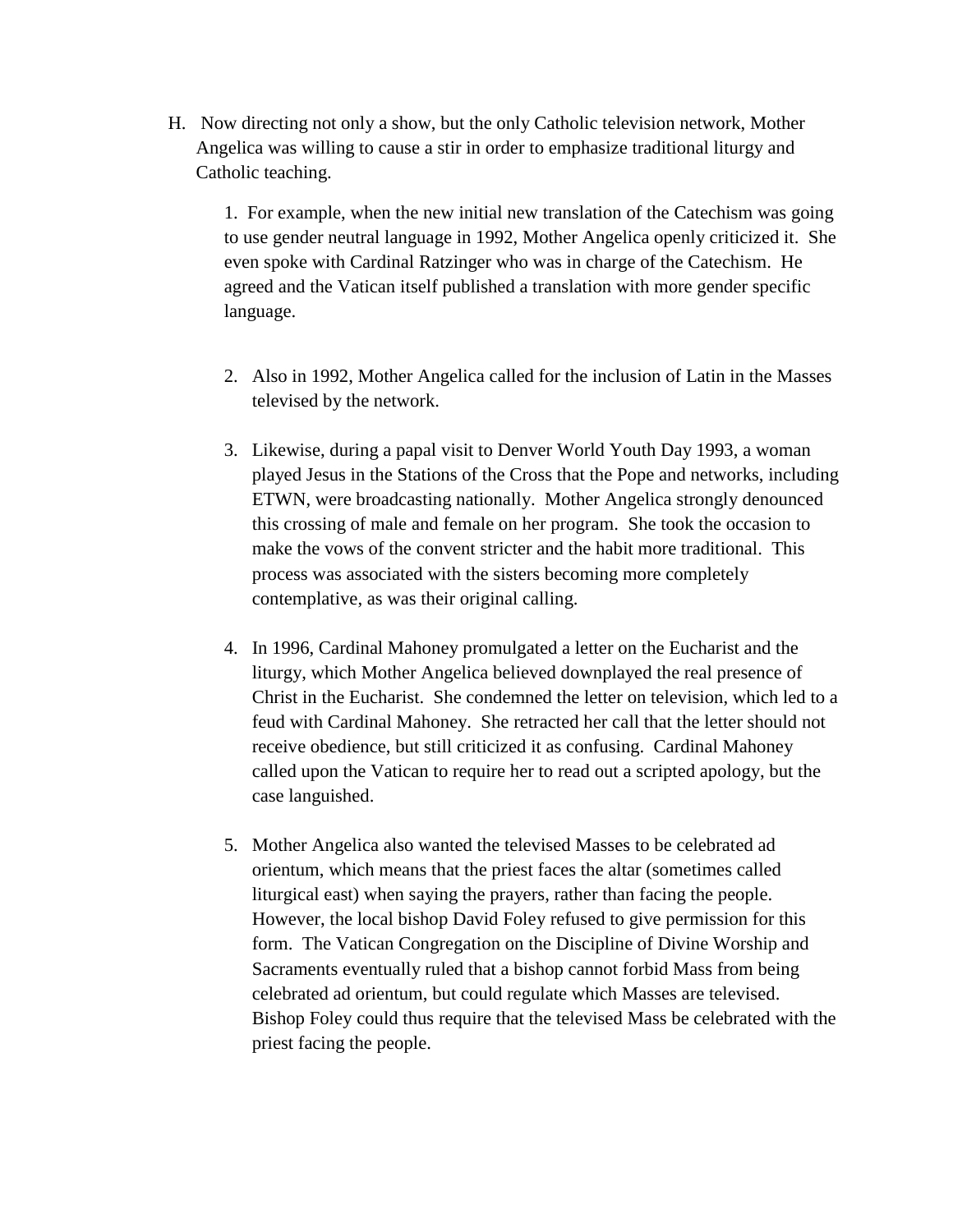H. Now directing not only a show, but the only Catholic television network, Mother Angelica was willing to cause a stir in order to emphasize traditional liturgy and Catholic teaching.

1. For example, when the new initial new translation of the Catechism was going to use gender neutral language in 1992, Mother Angelica openly criticized it. She even spoke with Cardinal Ratzinger who was in charge of the Catechism. He agreed and the Vatican itself published a translation with more gender specific language.

2. Also in 1992, Mother Angelica called for the inclusion of Latin in the Masses televised by the network.

3. Likewise, during a papal visit to Denver World Youth Day 1993, a woman played Jesus in the Stations of the Cross that the Pope and networks, including ETWN, were broadcasting nationally. Mother Angelica strongly denounced this crossing of male and female on her program. She took the occasion to make the vows of the convent stricter and the habit more traditional. This process was associated with the sisters becoming more completely contemplative, as was their original calling.

4. In 1996, Cardinal Mahoney promulgated a letter on the Eucharist and the liturgy, which Mother Angelica believed downplayed the real presence of Christ in the Eucharist. She condemned the letter on television, which led to a feud with Cardinal Mahoney. She retracted her call that the letter should not receive obedience, but still criticized it as confusing. Cardinal Mahoney called upon the Vatican to require her to read out a scripted apology, but the case languished.

5. Mother Angelica also wanted the televised Masses to be celebrated ad orientum, which means that the priest faces the altar (sometimes called liturgical east) when saying the prayers, rather than facing the people. However, the local bishop David Foley refused to give permission for this form. The Vatican Congregation on the Discipline of Divine Worship and Sacraments eventually ruled that a bishop cannot forbid Mass from being celebrated ad orientum, but could regulate which Masses are televised. Bishop Foley could thus require that the televised Mass be celebrated with the priest facing the people.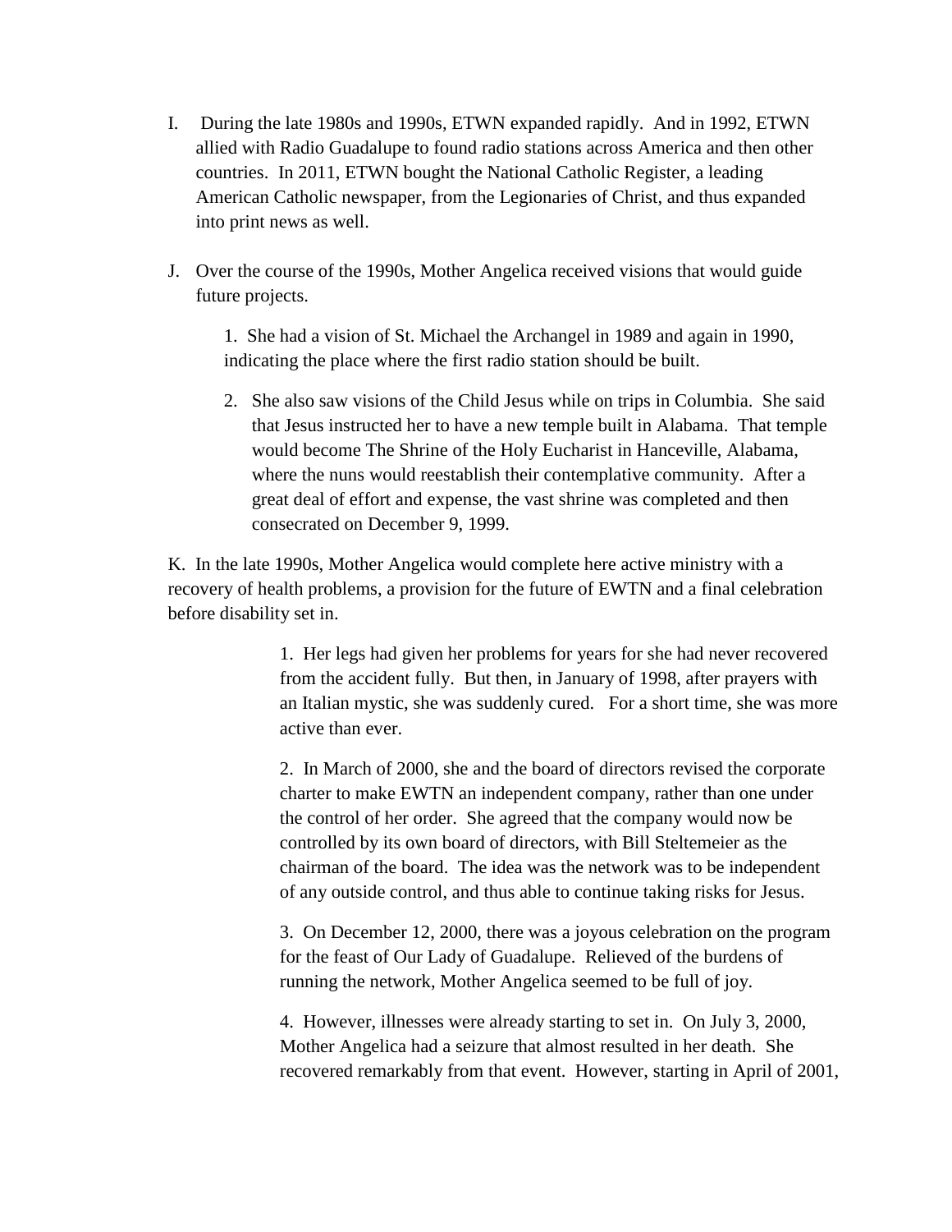I. During the late 1980s and 1990s, ETWN expanded rapidly. And in 1992, ETWN allied with Radio Guadalupe to found radio stations across America and then other countries. In 2011, ETWN bought the National Catholic Register, a leading American Catholic newspaper, from the Legionaries of Christ, and thus expanded into print news as well.

J. Over the course of the 1990s, Mother Angelica received visions that would guide future projects.

1. She had a vision of St. Michael the Archangel in 1989 and again in 1990, indicating the place where the first radio station should be built.

2. She also saw visions of the Child Jesus while on trips in Columbia. She said that Jesus instructed her to have a new temple built in Alabama. That temple would become The Shrine of the Holy Eucharist in Hanceville, Alabama, where the nuns would reestablish their contemplative community. After a great deal of effort and expense, the vast shrine was completed and then consecrated on December 9, 1999.

K. In the late 1990s, Mother Angelica would complete here active ministry with a recovery of health problems, a provision for the future of EWTN and a final celebration before disability set in.

1. Her legs had given her problems for years for she had never recovered from the accident fully. But then, in January of 1998, after prayers with an Italian mystic, she was suddenly cured. For a short time, she was more active than ever.

2. In March of 2000, she and the board of directors revised the corporate charter to make EWTN an independent company, rather than one under the control of her order. She agreed that the company would now be controlled by its own board of directors, with Bill Steltemeier as the chairman of the board. The idea was the network was to be independent of any outside control, and thus able to continue taking risks for Jesus.

3. On December 12, 2000, there was a joyous celebration on the program for the feast of Our Lady of Guadalupe. Relieved of the burdens of running the network, Mother Angelica seemed to be full of joy.

4. However, illnesses were already starting to set in. On July 3, 2000, Mother Angelica had a seizure that almost resulted in her death. She recovered remarkably from that event. However, starting in April of 2001,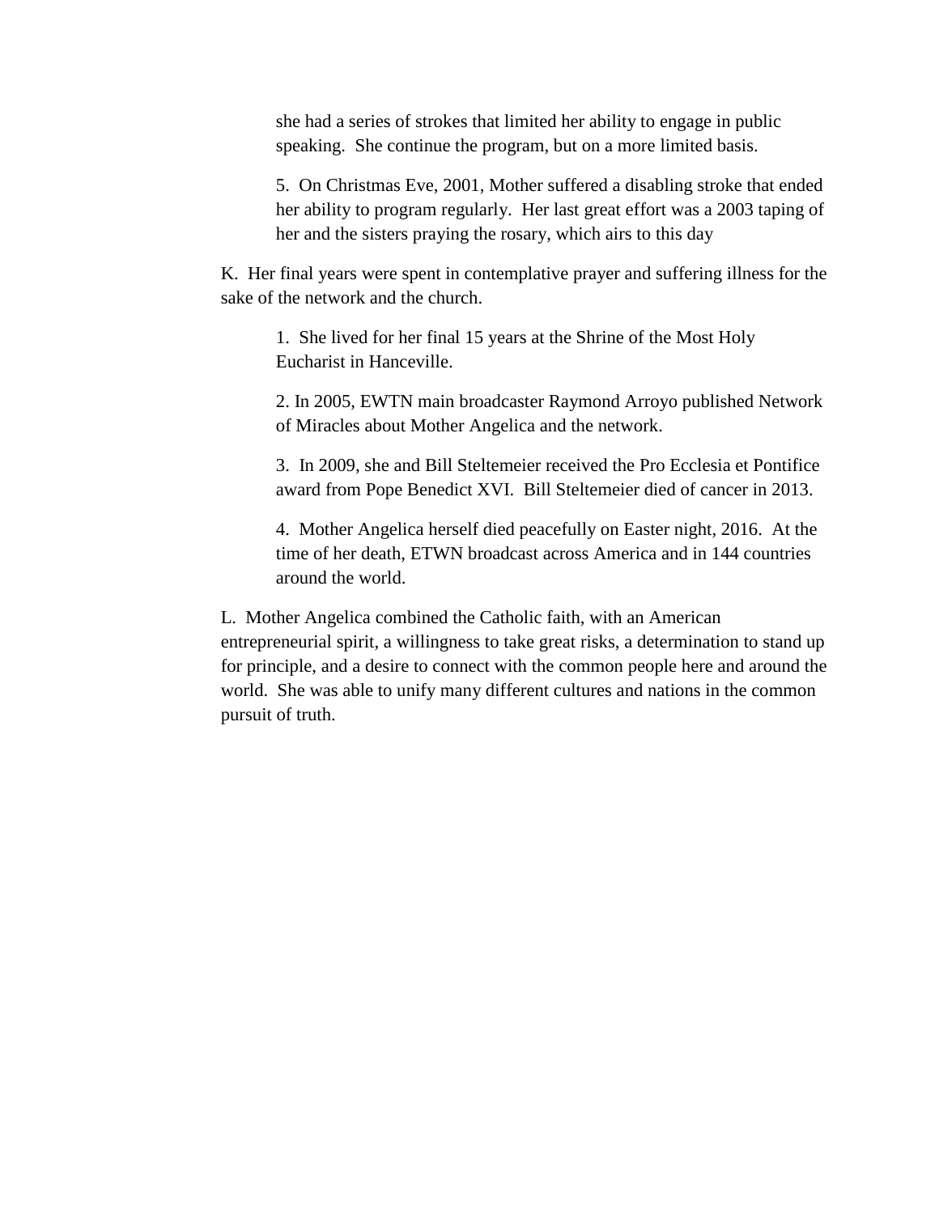she had a series of strokes that limited her ability to engage in public speaking. She continue the program, but on a more limited basis.

5. On Christmas Eve, 2001, Mother suffered a disabling stroke that ended her ability to program regularly. Her last great effort was a 2003 taping of her and the sisters praying the rosary, which airs to this day

K. Her final years were spent in contemplative prayer and suffering illness for the sake of the network and the church.

1. She lived for her final 15 years at the Shrine of the Most Holy Eucharist in Hanceville.

2. In 2005, EWTN main broadcaster Raymond Arroyo published Network of Miracles about Mother Angelica and the network.

3. In 2009, she and Bill Steltemeier received the Pro Ecclesia et Pontifice award from Pope Benedict XVI. Bill Steltemeier died of cancer in 2013.

4. Mother Angelica herself died peacefully on Easter night, 2016. At the time of her death, ETWN broadcast across America and in 144 countries around the world.

L. Mother Angelica combined the Catholic faith, with an American entrepreneurial spirit, a willingness to take great risks, a determination to stand up for principle, and a desire to connect with the common people here and around the world. She was able to unify many different cultures and nations in the common pursuit of truth.